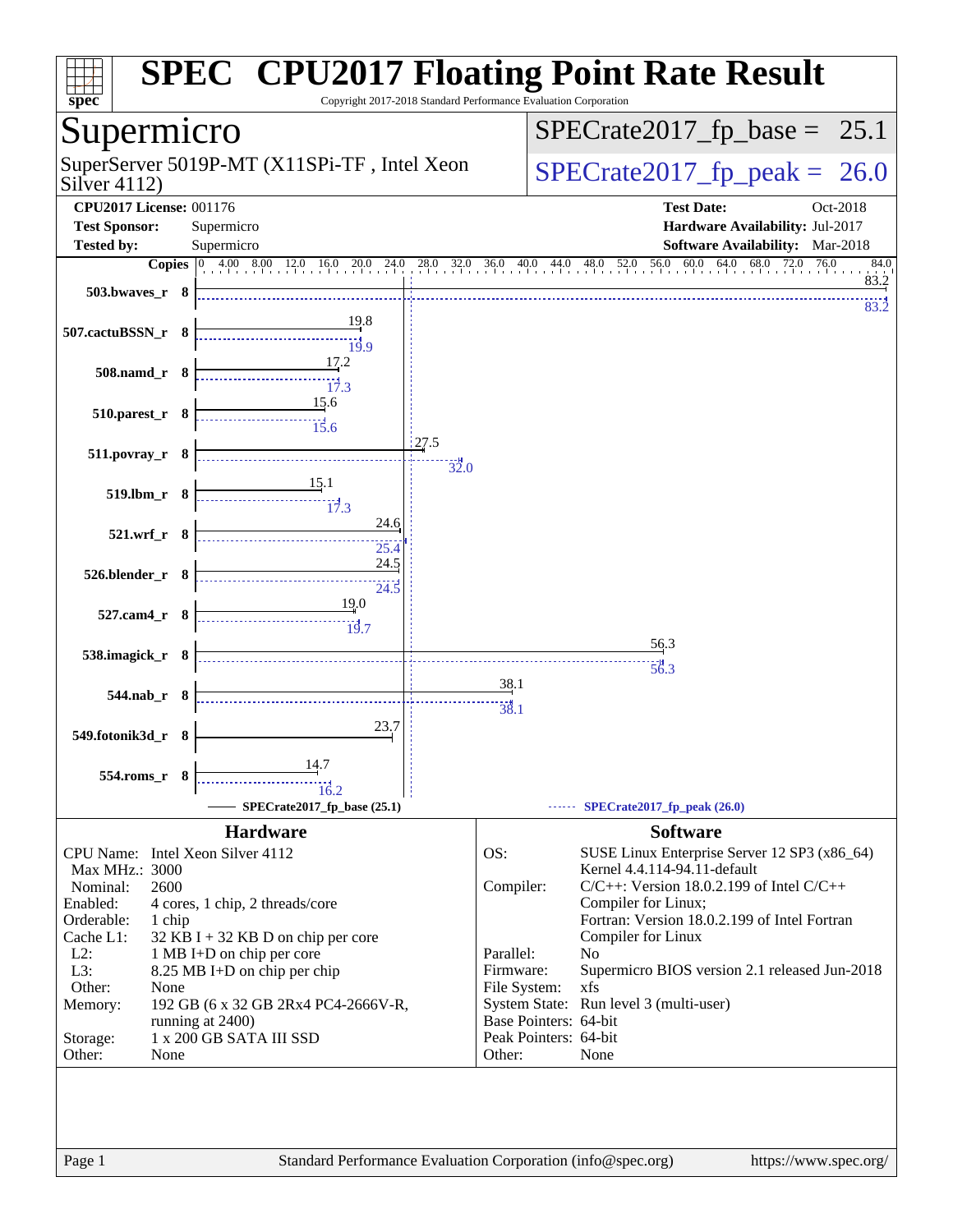# SPEC CPU2017 Floating Point Rate Result

Copyright 2017-2018 Standard Performance Evaluation Corporation

## Supermicro

SuperServer 5019P-MT (X11SPi-TF , Intel Xeon Silver 4112)

**SPECrate2017_fp_base = 25.1**

**SPECrate2017_fp_peak = 26.0**

**CPU2017 License:** 001176
**Test Sponsor:** Supermicro
**Tested by:** Supermicro

**Test Date:** Oct-2018
**Hardware Availability:** Jul-2017
**Software Availability:** Mar-2018

| Benchmark | Copies | Base | Peak |
|---|---|---|---|
| 503.bwaves_r | 8 | 83.2 | 83.2 |
| 507.cactuBSSN_r | 8 | 19.8 | 19.9 |
| 508.namd_r | 8 | 17.2 | 17.3 |
| 510.parest_r | 8 | 15.6 | 15.6 |
| 511.povray_r | 8 | 27.5 | 32.0 |
| 519.lbm_r | 8 | 15.1 | 17.3 |
| 521.wrf_r | 8 | 24.6 | 25.4 |
| 526.blender_r | 8 | 24.5 | 24.5 |
| 527.cam4_r | 8 | 19.0 | 19.7 |
| 538.imagick_r | 8 | 56.3 | 56.3 |
| 544.nab_r | 8 | 38.1 | 38.1 |
| 549.fotonik3d_r | 8 | 23.7 | |
| 554.roms_r | 8 | 14.7 | 16.2 |

SPECrate2017_fp_base (25.1) — SPECrate2017_fp_peak (26.0)

### Hardware

| | |
|---|---|
| CPU Name: | Intel Xeon Silver 4112 |
| Max MHz.: | 3000 |
| Nominal: | 2600 |
| Enabled: | 4 cores, 1 chip, 2 threads/core |
| Orderable: | 1 chip |
| Cache L1: | 32 KB I + 32 KB D on chip per core |
| L2: | 1 MB I+D on chip per core |
| L3: | 8.25 MB I+D on chip per chip |
| Other: | None |
| Memory: | 192 GB (6 x 32 GB 2Rx4 PC4-2666V-R, running at 2400) |
| Storage: | 1 x 200 GB SATA III SSD |
| Other: | None |

### Software

| | |
|---|---|
| OS: | SUSE Linux Enterprise Server 12 SP3 (x86_64) Kernel 4.4.114-94.11-default |
| Compiler: | C/C++: Version 18.0.2.199 of Intel C/C++ Compiler for Linux; Fortran: Version 18.0.2.199 of Intel Fortran Compiler for Linux |
| Parallel: | No |
| Firmware: | Supermicro BIOS version 2.1 released Jun-2018 |
| File System: | xfs |
| System State: | Run level 3 (multi-user) |
| Base Pointers: | 64-bit |
| Peak Pointers: | 64-bit |
| Other: | None |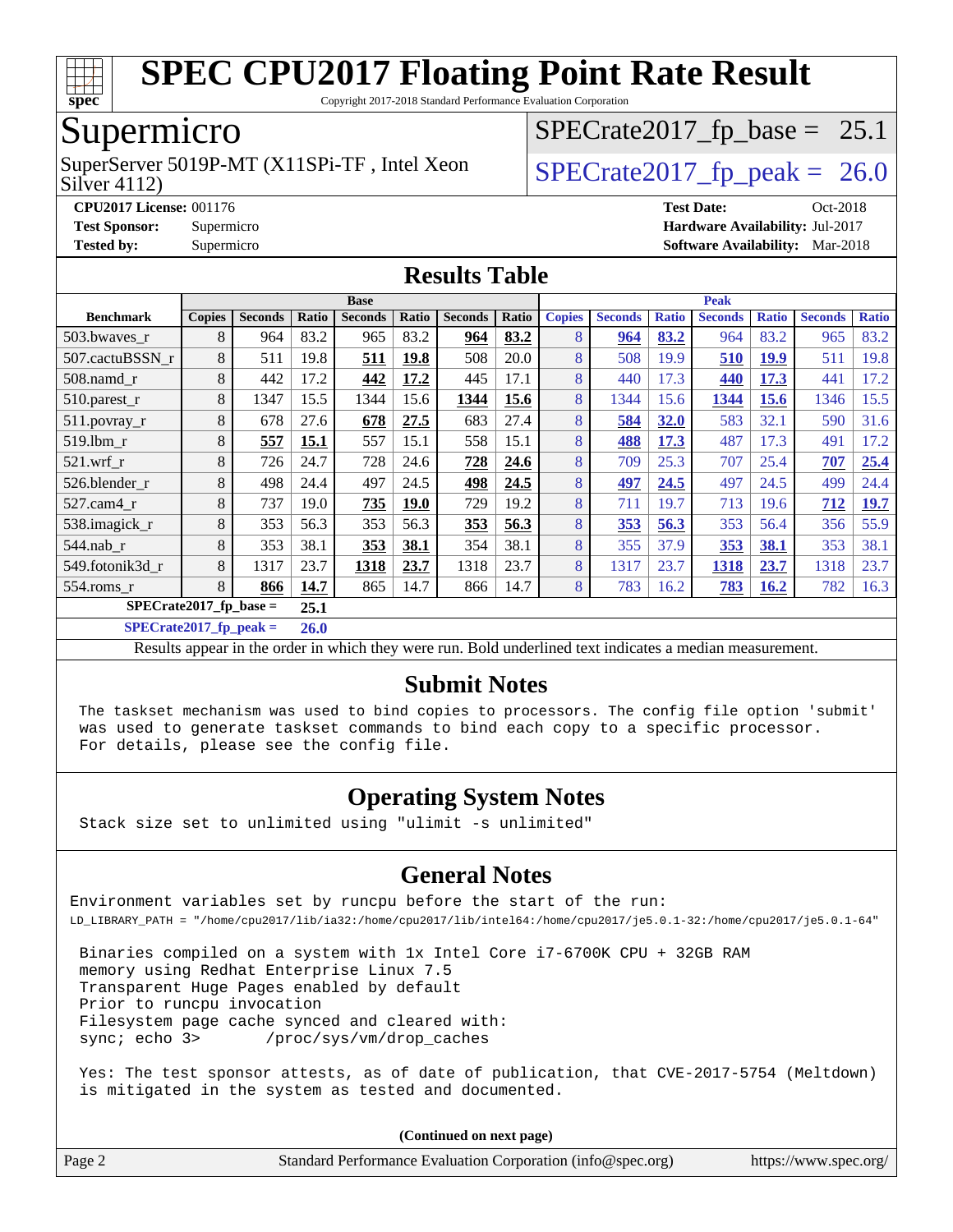# SPEC CPU2017 Floating Point Rate Result

Copyright 2017-2018 Standard Performance Evaluation Corporation

## Supermicro

SuperServer 5019P-MT (X11SPi-TF , Intel Xeon Silver 4112)

SPECrate2017_fp_base = 25.1

SPECrate2017_fp_peak = 26.0

**CPU2017 License:** 001176
**Test Sponsor:** Supermicro
**Tested by:** Supermicro

**Test Date:** Oct-2018
**Hardware Availability:** Jul-2017
**Software Availability:** Mar-2018

## Results Table

| Benchmark | Base | | | | | | | Peak | | | | | | |
|---|---|---|---|---|---|---|---|---|---|---|---|---|---|---|
| | Copies | Seconds | Ratio | Seconds | Ratio | Seconds | Ratio | Copies | Seconds | Ratio | Seconds | Ratio | Seconds | Ratio |
| 503.bwaves_r | 8 | 964 | 83.2 | 965 | 83.2 | **964** | **83.2** | 8 | **964** | **83.2** | 964 | 83.2 | 965 | 83.2 |
| 507.cactuBSSN_r | 8 | 511 | 19.8 | **511** | **19.8** | 508 | 20.0 | 8 | 508 | 19.9 | **510** | **19.9** | 511 | 19.8 |
| 508.namd_r | 8 | 442 | 17.2 | **442** | **17.2** | 445 | 17.1 | 8 | 440 | 17.3 | **440** | **17.3** | 441 | 17.2 |
| 510.parest_r | 8 | 1347 | 15.5 | 1344 | 15.6 | **1344** | **15.6** | 8 | 1344 | 15.6 | **1344** | **15.6** | 1346 | 15.5 |
| 511.povray_r | 8 | 678 | 27.6 | **678** | **27.5** | 683 | 27.4 | 8 | **584** | **32.0** | 583 | 32.1 | 590 | 31.6 |
| 519.lbm_r | 8 | **557** | **15.1** | 557 | 15.1 | 558 | 15.1 | 8 | **488** | **17.3** | 487 | 17.3 | 491 | 17.2 |
| 521.wrf_r | 8 | 726 | 24.7 | 728 | 24.6 | **728** | **24.6** | 8 | 709 | 25.3 | 707 | 25.4 | **707** | **25.4** |
| 526.blender_r | 8 | 498 | 24.4 | 497 | 24.5 | **498** | **24.5** | 8 | **497** | **24.5** | 497 | 24.5 | 499 | 24.4 |
| 527.cam4_r | 8 | 737 | 19.0 | **735** | **19.0** | 729 | 19.2 | 8 | 711 | 19.7 | 713 | 19.6 | **712** | **19.7** |
| 538.imagick_r | 8 | 353 | 56.3 | 353 | 56.3 | **353** | **56.3** | 8 | **353** | **56.3** | 353 | 56.4 | 356 | 55.9 |
| 544.nab_r | 8 | 353 | 38.1 | **353** | **38.1** | 354 | 38.1 | 8 | 355 | 37.9 | **353** | **38.1** | 353 | 38.1 |
| 549.fotonik3d_r | 8 | 1317 | 23.7 | **1318** | **23.7** | 1318 | 23.7 | 8 | 1317 | 23.7 | **1318** | **23.7** | 1318 | 23.7 |
| 554.roms_r | 8 | **866** | **14.7** | 865 | 14.7 | 866 | 14.7 | 8 | 783 | 16.2 | **783** | **16.2** | 782 | 16.3 |

**SPECrate2017_fp_base = 25.1**

**SPECrate2017_fp_peak = 26.0**

Results appear in the order in which they were run. Bold underlined text indicates a median measurement.

## Submit Notes

The taskset mechanism was used to bind copies to processors. The config file option 'submit' was used to generate taskset commands to bind each copy to a specific processor. For details, please see the config file.

## Operating System Notes

Stack size set to unlimited using "ulimit -s unlimited"

## General Notes

Environment variables set by runcpu before the start of the run:
LD_LIBRARY_PATH = "/home/cpu2017/lib/ia32:/home/cpu2017/lib/intel64:/home/cpu2017/je5.0.1-32:/home/cpu2017/je5.0.1-64"

Binaries compiled on a system with 1x Intel Core i7-6700K CPU + 32GB RAM
memory using Redhat Enterprise Linux 7.5
Transparent Huge Pages enabled by default
Prior to runcpu invocation
Filesystem page cache synced and cleared with:
sync; echo 3>       /proc/sys/vm/drop_caches

Yes: The test sponsor attests, as of date of publication, that CVE-2017-5754 (Meltdown) is mitigated in the system as tested and documented.

**(Continued on next page)**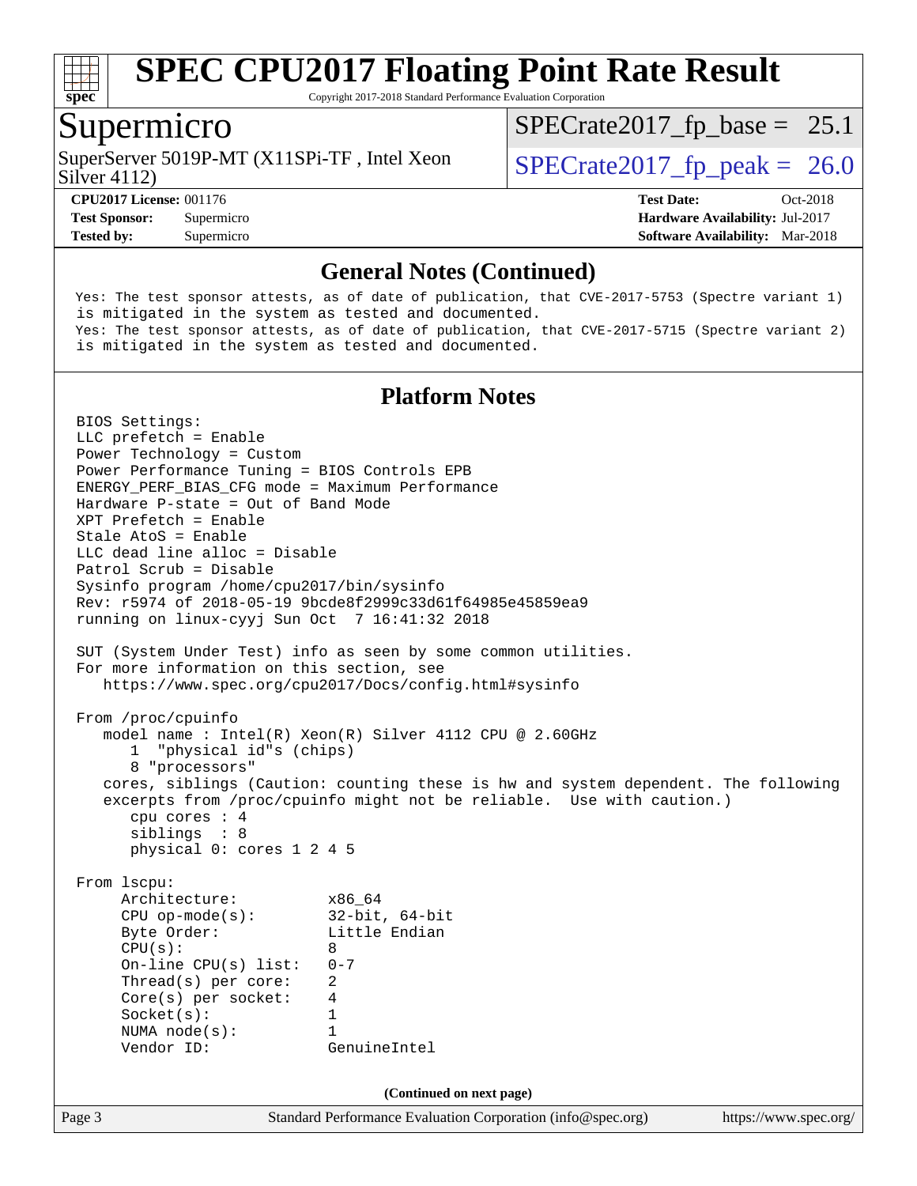# SPEC CPU2017 Floating Point Rate Result

Copyright 2017-2018 Standard Performance Evaluation Corporation

## Supermicro

SuperServer 5019P-MT (X11SPi-TF , Intel Xeon Silver 4112)

SPECrate2017_fp_base = 25.1

SPECrate2017_fp_peak = 26.0

**CPU2017 License:** 001176
**Test Sponsor:** Supermicro
**Tested by:** Supermicro

**Test Date:** Oct-2018
**Hardware Availability:** Jul-2017
**Software Availability:** Mar-2018

### General Notes (Continued)

```
Yes: The test sponsor attests, as of date of publication, that CVE-2017-5753 (Spectre variant 1)
is mitigated in the system as tested and documented.
Yes: The test sponsor attests, as of date of publication, that CVE-2017-5715 (Spectre variant 2)
is mitigated in the system as tested and documented.
```

### Platform Notes

```
BIOS Settings:
LLC prefetch = Enable
Power Technology = Custom
Power Performance Tuning = BIOS Controls EPB
ENERGY_PERF_BIAS_CFG mode = Maximum Performance
Hardware P-state = Out of Band Mode
XPT Prefetch = Enable
Stale AtoS = Enable
LLC dead line alloc = Disable
Patrol Scrub = Disable
Sysinfo program /home/cpu2017/bin/sysinfo
Rev: r5974 of 2018-05-19 9bcde8f2999c33d61f64985e45859ea9
running on linux-cyyj Sun Oct  7 16:41:32 2018

SUT (System Under Test) info as seen by some common utilities.
For more information on this section, see
   https://www.spec.org/cpu2017/Docs/config.html#sysinfo

From /proc/cpuinfo
   model name : Intel(R) Xeon(R) Silver 4112 CPU @ 2.60GHz
      1  "physical id"s (chips)
      8 "processors"
   cores, siblings (Caution: counting these is hw and system dependent. The following
   excerpts from /proc/cpuinfo might not be reliable.  Use with caution.)
      cpu cores : 4
      siblings  : 8
      physical 0: cores 1 2 4 5

From lscpu:
     Architecture:          x86_64
     CPU op-mode(s):        32-bit, 64-bit
     Byte Order:            Little Endian
     CPU(s):                8
     On-line CPU(s) list:   0-7
     Thread(s) per core:    2
     Core(s) per socket:    4
     Socket(s):             1
     NUMA node(s):          1
     Vendor ID:             GenuineIntel
```

(Continued on next page)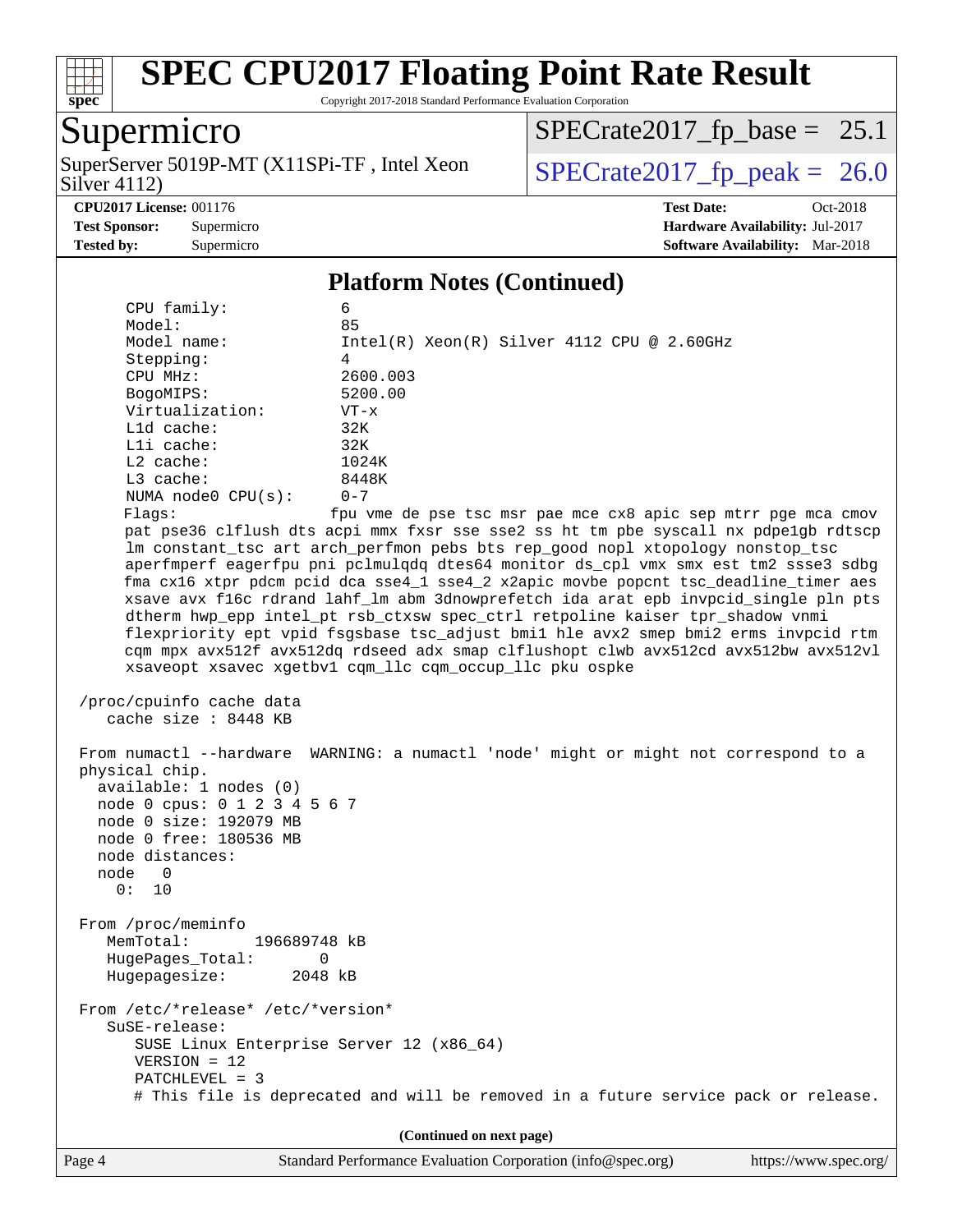## Platform Notes (Continued)

```
     CPU family:             6
     Model:                  85
     Model name:             Intel(R) Xeon(R) Silver 4112 CPU @ 2.60GHz
     Stepping:               4
     CPU MHz:                2600.003
     BogoMIPS:               5200.00
     Virtualization:         VT-x
     L1d cache:              32K
     L1i cache:              32K
     L2 cache:               1024K
     L3 cache:               8448K
     NUMA node0 CPU(s):      0-7
     Flags:                  fpu vme de pse tsc msr pae mce cx8 apic sep mtrr pge mca cmov
     pat pse36 clflush dts acpi mmx fxsr sse sse2 ss ht tm pbe syscall nx pdpe1gb rdtscp
     lm constant_tsc art arch_perfmon pebs bts rep_good nopl xtopology nonstop_tsc
     aperfmperf eagerfpu pni pclmulqdq dtes64 monitor ds_cpl vmx smx est tm2 ssse3 sdbg
     fma cx16 xtpr pdcm pcid dca sse4_1 sse4_2 x2apic movbe popcnt tsc_deadline_timer aes
     xsave avx f16c rdrand lahf_lm abm 3dnowprefetch ida arat epb invpcid_single pln pts
     dtherm hwp_epp intel_pt rsb_ctxsw spec_ctrl retpoline kaiser tpr_shadow vnmi
     flexpriority ept vpid fsgsbase tsc_adjust bmi1 hle avx2 smep bmi2 erms invpcid rtm
     cqm mpx avx512f avx512dq rdseed adx smap clflushopt clwb avx512cd avx512bw avx512vl
     xsaveopt xsavec xgetbv1 cqm_llc cqm_occup_llc pku ospke

 /proc/cpuinfo cache data
    cache size : 8448 KB

 From numactl --hardware  WARNING: a numactl 'node' might or might not correspond to a
 physical chip.
   available: 1 nodes (0)
   node 0 cpus: 0 1 2 3 4 5 6 7
   node 0 size: 192079 MB
   node 0 free: 180536 MB
   node distances:
   node   0
     0:  10

 From /proc/meminfo
    MemTotal:       196689748 kB
    HugePages_Total:       0
    Hugepagesize:       2048 kB

 From /etc/*release* /etc/*version*
    SuSE-release:
       SUSE Linux Enterprise Server 12 (x86_64)
       VERSION = 12
       PATCHLEVEL = 3
       # This file is deprecated and will be removed in a future service pack or release.
```

(Continued on next page)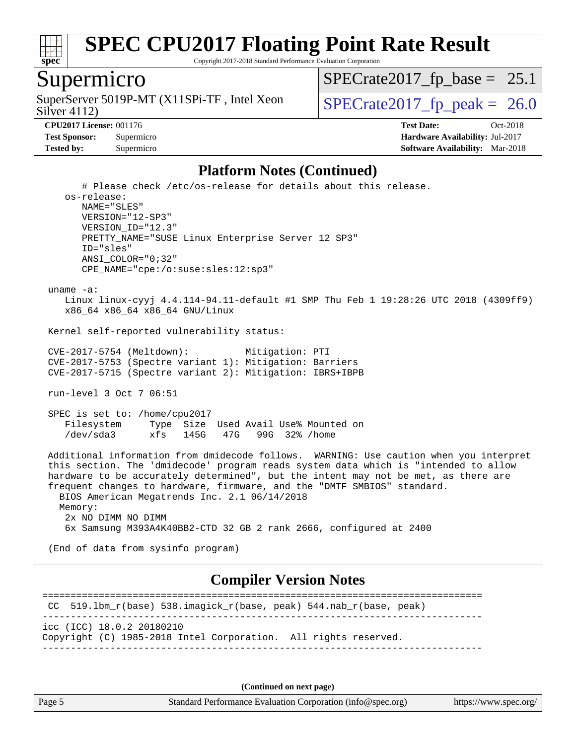## Platform Notes (Continued)

```
      # Please check /etc/os-release for details about this release.
    os-release:
       NAME="SLES"
       VERSION="12-SP3"
       VERSION_ID="12.3"
       PRETTY_NAME="SUSE Linux Enterprise Server 12 SP3"
       ID="sles"
       ANSI_COLOR="0;32"
       CPE_NAME="cpe:/o:suse:sles:12:sp3"

 uname -a:
    Linux linux-cyyj 4.4.114-94.11-default #1 SMP Thu Feb 1 19:28:26 UTC 2018 (4309ff9)
    x86_64 x86_64 x86_64 GNU/Linux

 Kernel self-reported vulnerability status:

 CVE-2017-5754 (Meltdown):          Mitigation: PTI
 CVE-2017-5753 (Spectre variant 1): Mitigation: Barriers
 CVE-2017-5715 (Spectre variant 2): Mitigation: IBRS+IBPB

 run-level 3 Oct 7 06:51

 SPEC is set to: /home/cpu2017
    Filesystem     Type  Size  Used Avail Use% Mounted on
    /dev/sda3      xfs   145G   47G   99G  32% /home

 Additional information from dmidecode follows.  WARNING: Use caution when you interpret
 this section. The 'dmidecode' program reads system data which is "intended to allow
 hardware to be accurately determined", but the intent may not be met, as there are
 frequent changes to hardware, firmware, and the "DMTF SMBIOS" standard.
   BIOS American Megatrends Inc. 2.1 06/14/2018
   Memory:
    2x NO DIMM NO DIMM
    6x Samsung M393A4K40BB2-CTD 32 GB 2 rank 2666, configured at 2400

 (End of data from sysinfo program)
```

## Compiler Version Notes

```
==============================================================================
 CC  519.lbm_r(base) 538.imagick_r(base, peak) 544.nab_r(base, peak)
------------------------------------------------------------------------------
icc (ICC) 18.0.2 20180210
Copyright (C) 1985-2018 Intel Corporation.  All rights reserved.
------------------------------------------------------------------------------
```

(Continued on next page)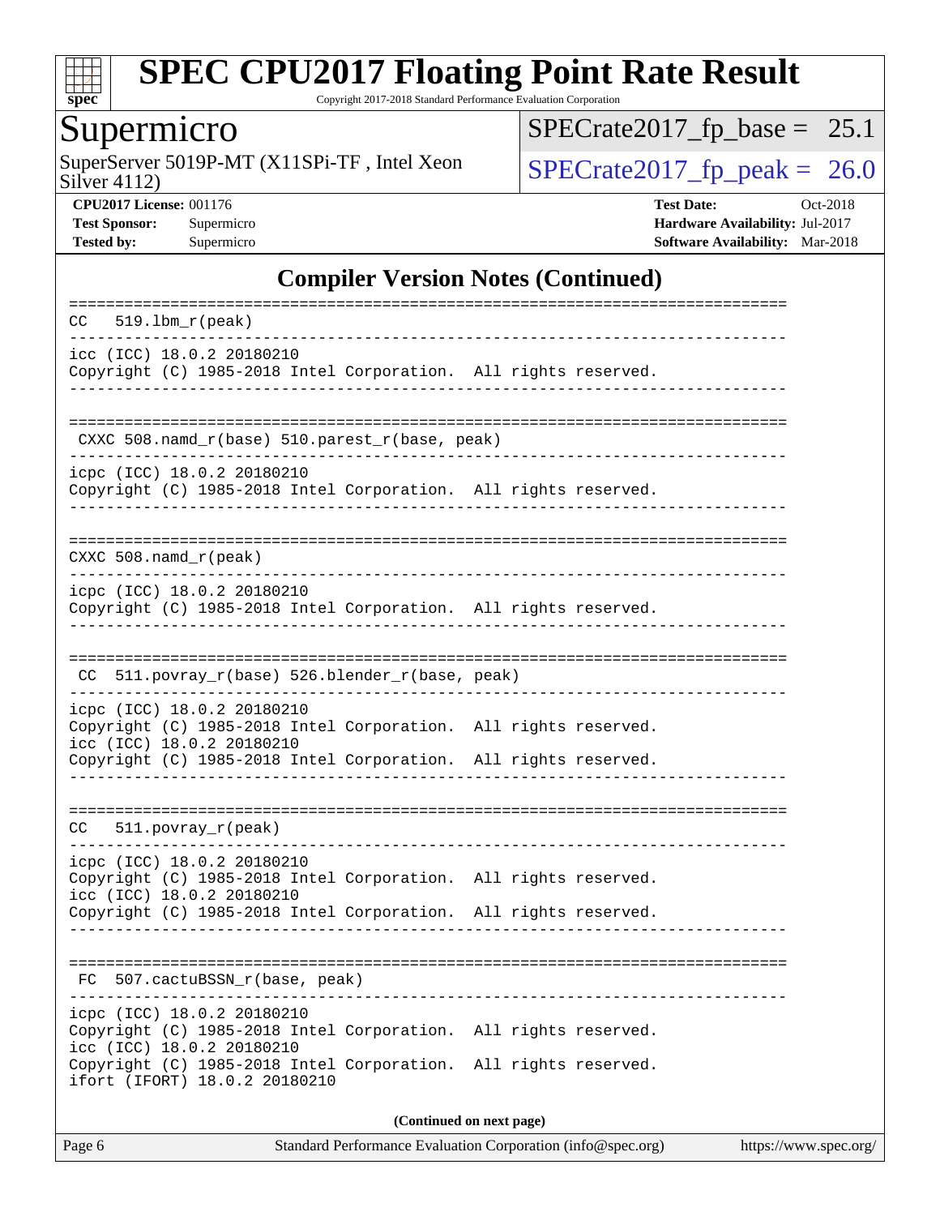# SPEC CPU2017 Floating Point Rate Result

Copyright 2017-2018 Standard Performance Evaluation Corporation

## Supermicro

SuperServer 5019P-MT (X11SPi-TF , Intel Xeon Silver 4112)

SPECrate2017_fp_base = 25.1

SPECrate2017_fp_peak = 26.0

**CPU2017 License:** 001176
**Test Sponsor:** Supermicro
**Tested by:** Supermicro

**Test Date:** Oct-2018
**Hardware Availability:** Jul-2017
**Software Availability:** Mar-2018

## Compiler Version Notes (Continued)

```
==============================================================================
CC  519.lbm_r(peak)
------------------------------------------------------------------------------
icc (ICC) 18.0.2 20180210
Copyright (C) 1985-2018 Intel Corporation.  All rights reserved.
------------------------------------------------------------------------------

==============================================================================
 CXXC 508.namd_r(base) 510.parest_r(base, peak)
------------------------------------------------------------------------------
icpc (ICC) 18.0.2 20180210
Copyright (C) 1985-2018 Intel Corporation.  All rights reserved.
------------------------------------------------------------------------------

==============================================================================
CXXC 508.namd_r(peak)
------------------------------------------------------------------------------
icpc (ICC) 18.0.2 20180210
Copyright (C) 1985-2018 Intel Corporation.  All rights reserved.
------------------------------------------------------------------------------

==============================================================================
 CC  511.povray_r(base) 526.blender_r(base, peak)
------------------------------------------------------------------------------
icpc (ICC) 18.0.2 20180210
Copyright (C) 1985-2018 Intel Corporation.  All rights reserved.
icc (ICC) 18.0.2 20180210
Copyright (C) 1985-2018 Intel Corporation.  All rights reserved.
------------------------------------------------------------------------------

==============================================================================
CC  511.povray_r(peak)
------------------------------------------------------------------------------
icpc (ICC) 18.0.2 20180210
Copyright (C) 1985-2018 Intel Corporation.  All rights reserved.
icc (ICC) 18.0.2 20180210
Copyright (C) 1985-2018 Intel Corporation.  All rights reserved.
------------------------------------------------------------------------------

==============================================================================
 FC  507.cactuBSSN_r(base, peak)
------------------------------------------------------------------------------
icpc (ICC) 18.0.2 20180210
Copyright (C) 1985-2018 Intel Corporation.  All rights reserved.
icc (ICC) 18.0.2 20180210
Copyright (C) 1985-2018 Intel Corporation.  All rights reserved.
ifort (IFORT) 18.0.2 20180210
```

**(Continued on next page)**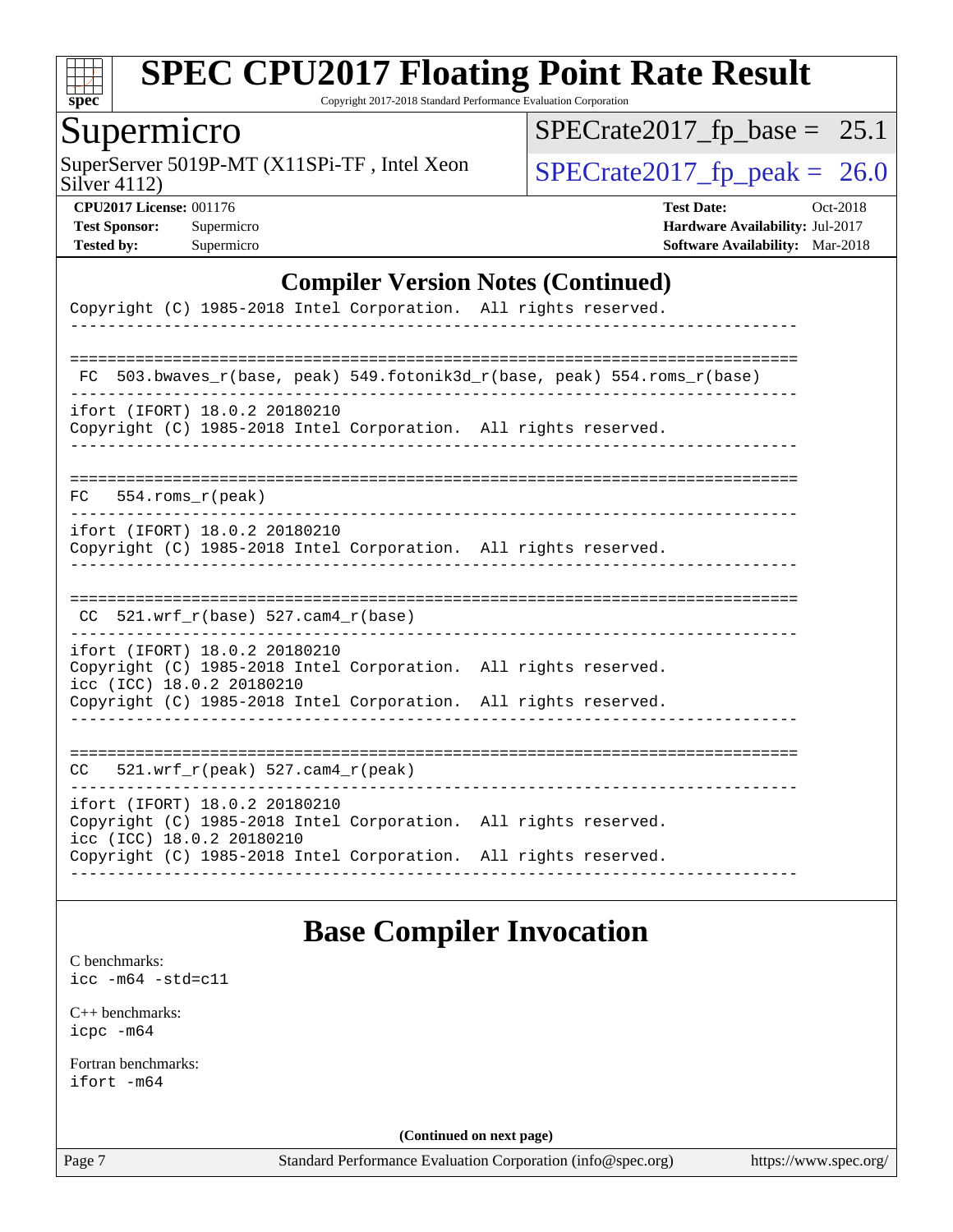## Compiler Version Notes (Continued)

```
Copyright (C) 1985-2018 Intel Corporation.  All rights reserved.
------------------------------------------------------------------------------

==============================================================================
 FC  503.bwaves_r(base, peak) 549.fotonik3d_r(base, peak) 554.roms_r(base)
------------------------------------------------------------------------------
ifort (IFORT) 18.0.2 20180210
Copyright (C) 1985-2018 Intel Corporation.  All rights reserved.
------------------------------------------------------------------------------

==============================================================================
FC   554.roms_r(peak)
------------------------------------------------------------------------------
ifort (IFORT) 18.0.2 20180210
Copyright (C) 1985-2018 Intel Corporation.  All rights reserved.
------------------------------------------------------------------------------

==============================================================================
 CC  521.wrf_r(base) 527.cam4_r(base)
------------------------------------------------------------------------------
ifort (IFORT) 18.0.2 20180210
Copyright (C) 1985-2018 Intel Corporation.  All rights reserved.
icc (ICC) 18.0.2 20180210
Copyright (C) 1985-2018 Intel Corporation.  All rights reserved.
------------------------------------------------------------------------------

==============================================================================
CC   521.wrf_r(peak) 527.cam4_r(peak)
------------------------------------------------------------------------------
ifort (IFORT) 18.0.2 20180210
Copyright (C) 1985-2018 Intel Corporation.  All rights reserved.
icc (ICC) 18.0.2 20180210
Copyright (C) 1985-2018 Intel Corporation.  All rights reserved.
------------------------------------------------------------------------------
```

## Base Compiler Invocation

C benchmarks:
`icc -m64 -std=c11`

C++ benchmarks:
`icpc -m64`

Fortran benchmarks:
`ifort -m64`

**(Continued on next page)**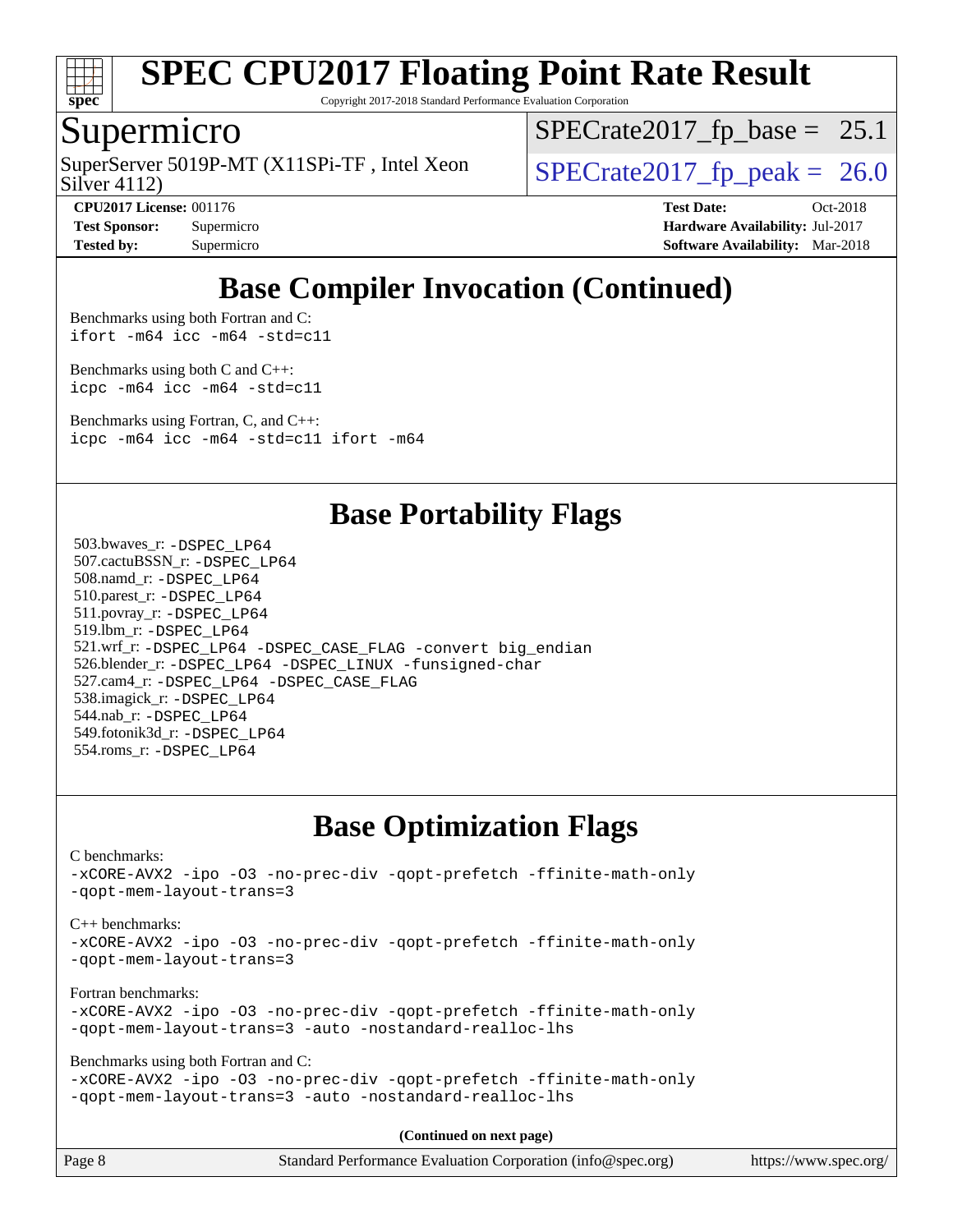## Base Compiler Invocation (Continued)

Benchmarks using both Fortran and C:
`ifort -m64 icc -m64 -std=c11`

Benchmarks using both C and C++:
`icpc -m64 icc -m64 -std=c11`

Benchmarks using Fortran, C, and C++:
`icpc -m64 icc -m64 -std=c11 ifort -m64`

## Base Portability Flags

503.bwaves_r: `-DSPEC_LP64`
507.cactuBSSN_r: `-DSPEC_LP64`
508.namd_r: `-DSPEC_LP64`
510.parest_r: `-DSPEC_LP64`
511.povray_r: `-DSPEC_LP64`
519.lbm_r: `-DSPEC_LP64`
521.wrf_r: `-DSPEC_LP64 -DSPEC_CASE_FLAG -convert big_endian`
526.blender_r: `-DSPEC_LP64 -DSPEC_LINUX -funsigned-char`
527.cam4_r: `-DSPEC_LP64 -DSPEC_CASE_FLAG`
538.imagick_r: `-DSPEC_LP64`
544.nab_r: `-DSPEC_LP64`
549.fotonik3d_r: `-DSPEC_LP64`
554.roms_r: `-DSPEC_LP64`

## Base Optimization Flags

C benchmarks:
`-xCORE-AVX2 -ipo -O3 -no-prec-div -qopt-prefetch -ffinite-math-only -qopt-mem-layout-trans=3`

C++ benchmarks:
`-xCORE-AVX2 -ipo -O3 -no-prec-div -qopt-prefetch -ffinite-math-only -qopt-mem-layout-trans=3`

Fortran benchmarks:
`-xCORE-AVX2 -ipo -O3 -no-prec-div -qopt-prefetch -ffinite-math-only -qopt-mem-layout-trans=3 -auto -nostandard-realloc-lhs`

Benchmarks using both Fortran and C:
`-xCORE-AVX2 -ipo -O3 -no-prec-div -qopt-prefetch -ffinite-math-only -qopt-mem-layout-trans=3 -auto -nostandard-realloc-lhs`

**(Continued on next page)**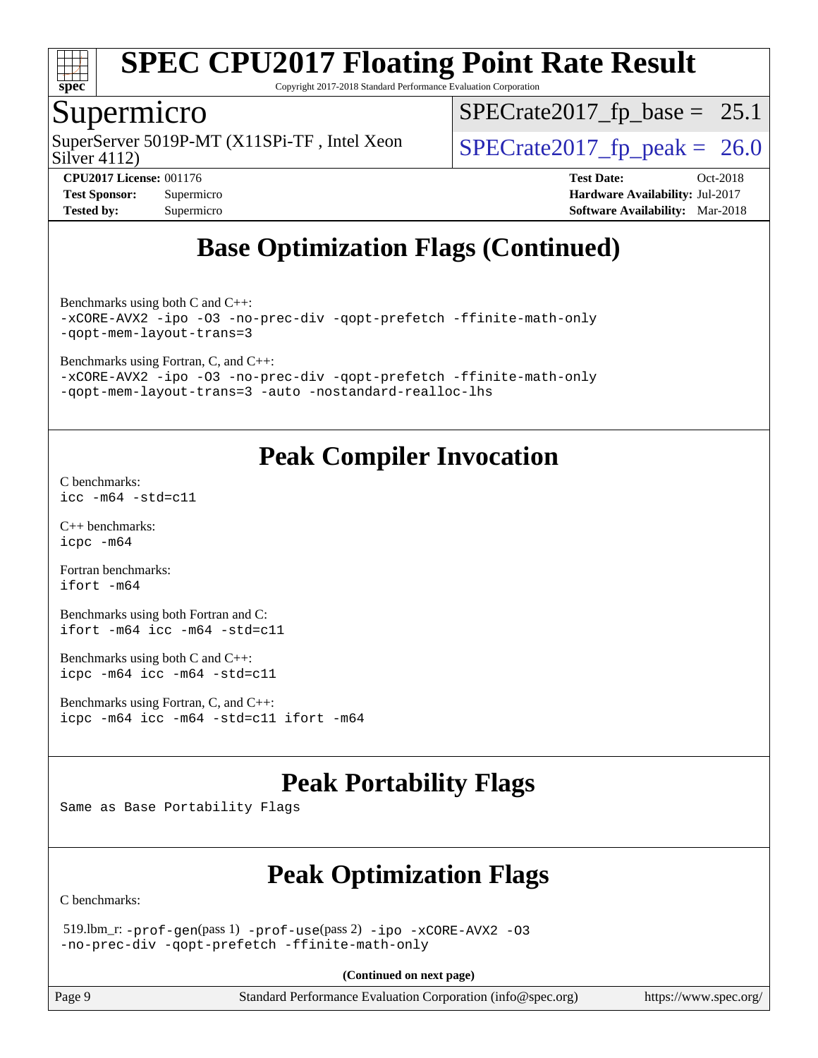## Base Optimization Flags (Continued)

Benchmarks using both C and C++:
```
-xCORE-AVX2 -ipo -O3 -no-prec-div -qopt-prefetch -ffinite-math-only
-qopt-mem-layout-trans=3
```

Benchmarks using Fortran, C, and C++:
```
-xCORE-AVX2 -ipo -O3 -no-prec-div -qopt-prefetch -ffinite-math-only
-qopt-mem-layout-trans=3 -auto -nostandard-realloc-lhs
```

## Peak Compiler Invocation

C benchmarks:
```
icc -m64 -std=c11
```

C++ benchmarks:
```
icpc -m64
```

Fortran benchmarks:
```
ifort -m64
```

Benchmarks using both Fortran and C:
```
ifort -m64 icc -m64 -std=c11
```

Benchmarks using both C and C++:
```
icpc -m64 icc -m64 -std=c11
```

Benchmarks using Fortran, C, and C++:
```
icpc -m64 icc -m64 -std=c11 ifort -m64
```

## Peak Portability Flags

Same as Base Portability Flags

## Peak Optimization Flags

C benchmarks:

519.lbm_r: `-prof-gen`(pass 1) `-prof-use`(pass 2) `-ipo -xCORE-AVX2 -O3 -no-prec-div -qopt-prefetch -ffinite-math-only`

**(Continued on next page)**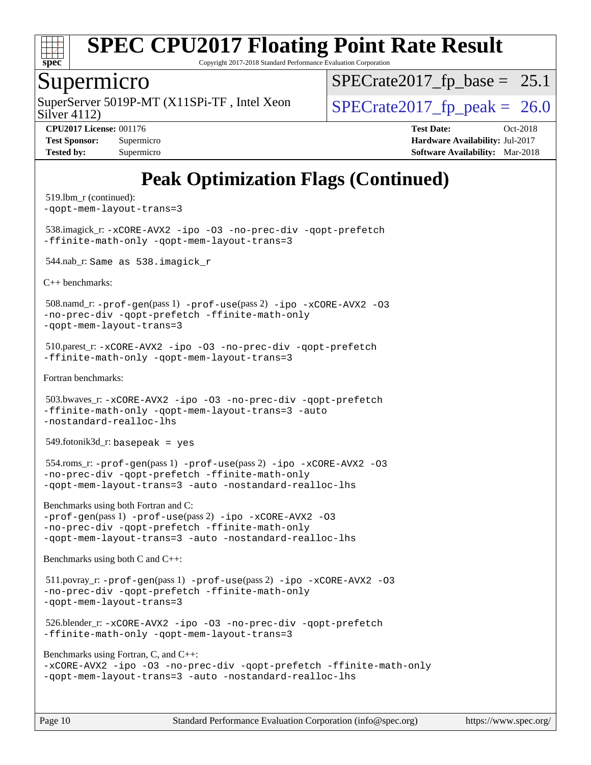# SPEC CPU2017 Floating Point Rate Result

Copyright 2017-2018 Standard Performance Evaluation Corporation

## Supermicro

SuperServer 5019P-MT (X11SPi-TF , Intel Xeon Silver 4112)

SPECrate2017_fp_base = 25.1

SPECrate2017_fp_peak = 26.0

**CPU2017 License:** 001176
**Test Sponsor:** Supermicro
**Tested by:** Supermicro

**Test Date:** Oct-2018
**Hardware Availability:** Jul-2017
**Software Availability:** Mar-2018

## Peak Optimization Flags (Continued)

519.lbm_r (continued):
`-qopt-mem-layout-trans=3`

538.imagick_r: `-xCORE-AVX2 -ipo -O3 -no-prec-div -qopt-prefetch -ffinite-math-only -qopt-mem-layout-trans=3`

544.nab_r: `Same as 538.imagick_r`

C++ benchmarks:

508.namd_r: `-prof-gen`(pass 1) `-prof-use`(pass 2) `-ipo -xCORE-AVX2 -O3 -no-prec-div -qopt-prefetch -ffinite-math-only -qopt-mem-layout-trans=3`

510.parest_r: `-xCORE-AVX2 -ipo -O3 -no-prec-div -qopt-prefetch -ffinite-math-only -qopt-mem-layout-trans=3`

Fortran benchmarks:

503.bwaves_r: `-xCORE-AVX2 -ipo -O3 -no-prec-div -qopt-prefetch -ffinite-math-only -qopt-mem-layout-trans=3 -auto -nostandard-realloc-lhs`

549.fotonik3d_r: `basepeak = yes`

554.roms_r: `-prof-gen`(pass 1) `-prof-use`(pass 2) `-ipo -xCORE-AVX2 -O3 -no-prec-div -qopt-prefetch -ffinite-math-only -qopt-mem-layout-trans=3 -auto -nostandard-realloc-lhs`

Benchmarks using both Fortran and C:
`-prof-gen`(pass 1) `-prof-use`(pass 2) `-ipo -xCORE-AVX2 -O3 -no-prec-div -qopt-prefetch -ffinite-math-only -qopt-mem-layout-trans=3 -auto -nostandard-realloc-lhs`

Benchmarks using both C and C++:

511.povray_r: `-prof-gen`(pass 1) `-prof-use`(pass 2) `-ipo -xCORE-AVX2 -O3 -no-prec-div -qopt-prefetch -ffinite-math-only -qopt-mem-layout-trans=3`

526.blender_r: `-xCORE-AVX2 -ipo -O3 -no-prec-div -qopt-prefetch -ffinite-math-only -qopt-mem-layout-trans=3`

Benchmarks using Fortran, C, and C++:
`-xCORE-AVX2 -ipo -O3 -no-prec-div -qopt-prefetch -ffinite-math-only -qopt-mem-layout-trans=3 -auto -nostandard-realloc-lhs`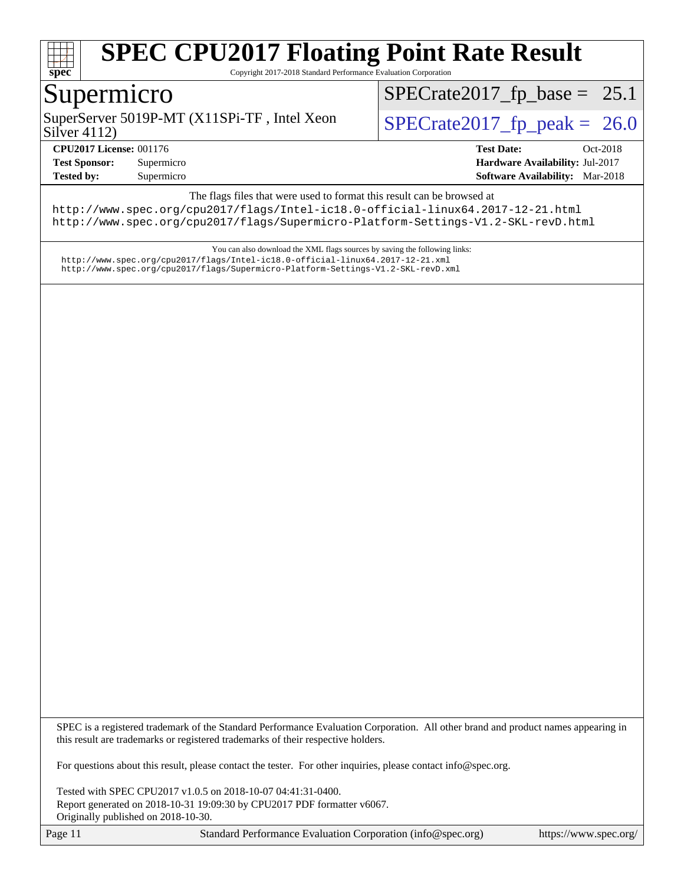# SPEC CPU2017 Floating Point Rate Result

Copyright 2017-2018 Standard Performance Evaluation Corporation

## Supermicro

SuperServer 5019P-MT (X11SPi-TF , Intel Xeon Silver 4112)

SPECrate2017_fp_base = 25.1

SPECrate2017_fp_peak = 26.0

**CPU2017 License:** 001176
**Test Sponsor:** Supermicro
**Tested by:** Supermicro

**Test Date:** Oct-2018
**Hardware Availability:** Jul-2017
**Software Availability:** Mar-2018

The flags files that were used to format this result can be browsed at
http://www.spec.org/cpu2017/flags/Intel-ic18.0-official-linux64.2017-12-21.html
http://www.spec.org/cpu2017/flags/Supermicro-Platform-Settings-V1.2-SKL-revD.html

You can also download the XML flags sources by saving the following links:
http://www.spec.org/cpu2017/flags/Intel-ic18.0-official-linux64.2017-12-21.xml
http://www.spec.org/cpu2017/flags/Supermicro-Platform-Settings-V1.2-SKL-revD.xml

SPEC is a registered trademark of the Standard Performance Evaluation Corporation. All other brand and product names appearing in this result are trademarks or registered trademarks of their respective holders.

For questions about this result, please contact the tester. For other inquiries, please contact info@spec.org.

Tested with SPEC CPU2017 v1.0.5 on 2018-10-07 04:41:31-0400.
Report generated on 2018-10-31 19:09:30 by CPU2017 PDF formatter v6067.
Originally published on 2018-10-30.